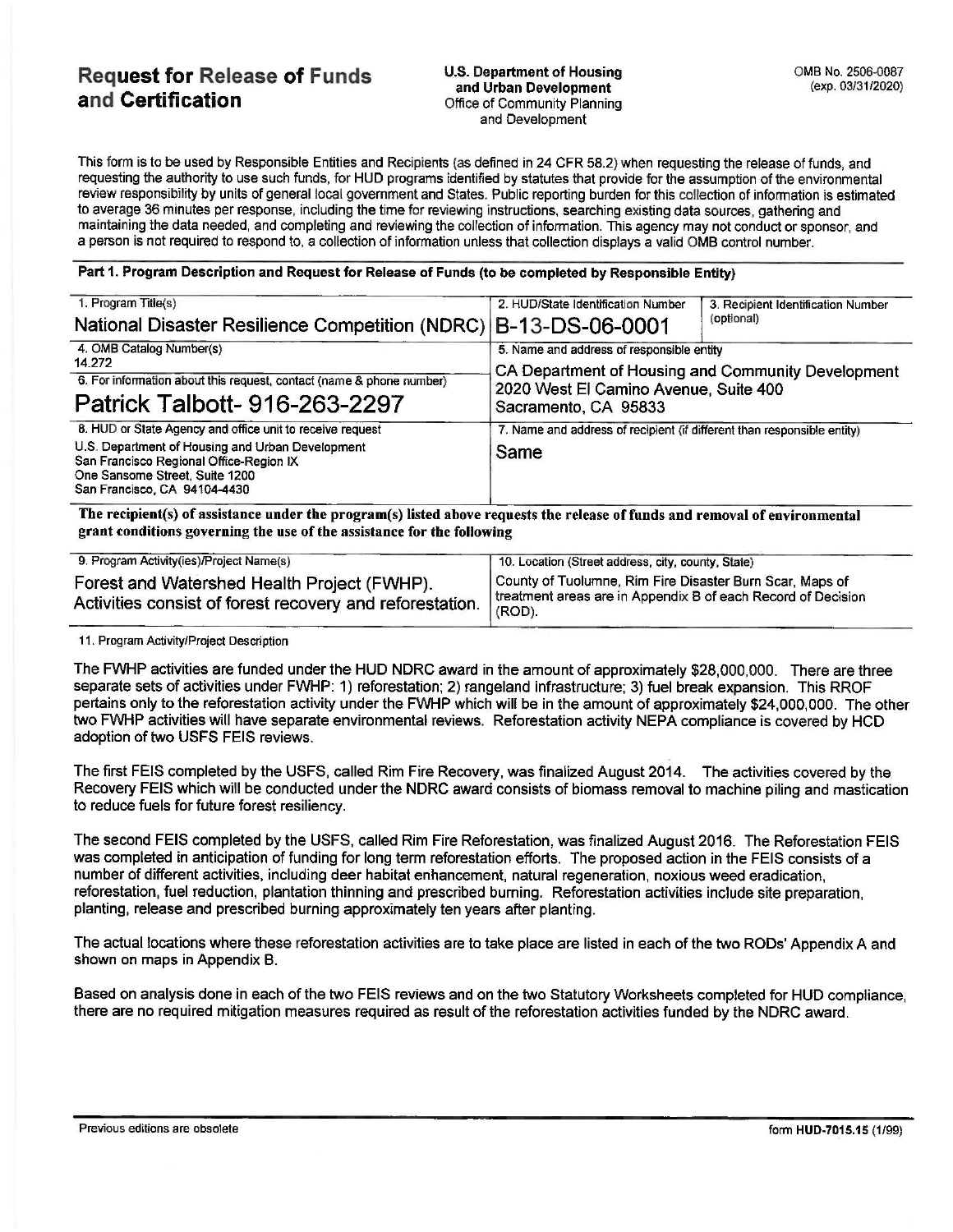# Request for Release of Funds and Certification

**U.S. Department of Housing and Urban Development**
Office of Community Planning and Development

OMB No. 2506-0087
(exp. 03/31/2020)

This form is to be used by Responsible Entities and Recipients (as defined in 24 CFR 58.2) when requesting the release of funds, and requesting the authority to use such funds, for HUD programs identified by statutes that provide for the assumption of the environmental review responsibility by units of general local government and States. Public reporting burden for this collection of information is estimated to average 36 minutes per response, including the time for reviewing instructions, searching existing data sources, gathering and maintaining the data needed, and completing and reviewing the collection of information. This agency may not conduct or sponsor, and a person is not required to respond to, a collection of information unless that collection displays a valid OMB control number.

**Part 1. Program Description and Request for Release of Funds (to be completed by Responsible Entity)**

| | | |
|---|---|---|
| 1. Program Title(s)<br>National Disaster Resilience Competition (NDRC) | 2. HUD/State Identification Number<br>B-13-DS-06-0001 | 3. Recipient Identification Number (optional) |
| 4. OMB Catalog Number(s)<br>14.272 | 5. Name and address of responsible entity<br>CA Department of Housing and Community Development<br>2020 West El Camino Avenue, Suite 400<br>Sacramento, CA 95833 | |
| 6. For information about this request, contact (name & phone number)<br>Patrick Talbott- 916-263-2297 | | |
| 8. HUD or State Agency and office unit to receive request<br>U.S. Department of Housing and Urban Development<br>San Francisco Regional Office-Region IX<br>One Sansome Street, Suite 1200<br>San Francisco, CA 94104-4430 | 7. Name and address of recipient (if different than responsible entity)<br>Same | |

**The recipient(s) of assistance under the program(s) listed above requests the release of funds and removal of environmental grant conditions governing the use of the assistance for the following**

| | |
|---|---|
| 9. Program Activity(ies)/Project Name(s)<br>Forest and Watershed Health Project (FWHP). Activities consist of forest recovery and reforestation. | 10. Location (Street address, city, county, State)<br>County of Tuolumne, Rim Fire Disaster Burn Scar, Maps of treatment areas are in Appendix B of each Record of Decision (ROD). |

11. Program Activity/Project Description

The FWHP activities are funded under the HUD NDRC award in the amount of approximately $28,000,000. There are three separate sets of activities under FWHP: 1) reforestation; 2) rangeland infrastructure; 3) fuel break expansion. This RROF pertains only to the reforestation activity under the FWHP which will be in the amount of approximately $24,000,000. The other two FWHP activities will have separate environmental reviews. Reforestation activity NEPA compliance is covered by HCD adoption of two USFS FEIS reviews.

The first FEIS completed by the USFS, called Rim Fire Recovery, was finalized August 2014. The activities covered by the Recovery FEIS which will be conducted under the NDRC award consists of biomass removal to machine piling and mastication to reduce fuels for future forest resiliency.

The second FEIS completed by the USFS, called Rim Fire Reforestation, was finalized August 2016. The Reforestation FEIS was completed in anticipation of funding for long term reforestation efforts. The proposed action in the FEIS consists of a number of different activities, including deer habitat enhancement, natural regeneration, noxious weed eradication, reforestation, fuel reduction, plantation thinning and prescribed burning. Reforestation activities include site preparation, planting, release and prescribed burning approximately ten years after planting.

The actual locations where these reforestation activities are to take place are listed in each of the two RODs' Appendix A and shown on maps in Appendix B.

Based on analysis done in each of the two FEIS reviews and on the two Statutory Worksheets completed for HUD compliance, there are no required mitigation measures required as result of the reforestation activities funded by the NDRC award.

Previous editions are obsolete

form HUD-7015.15 (1/99)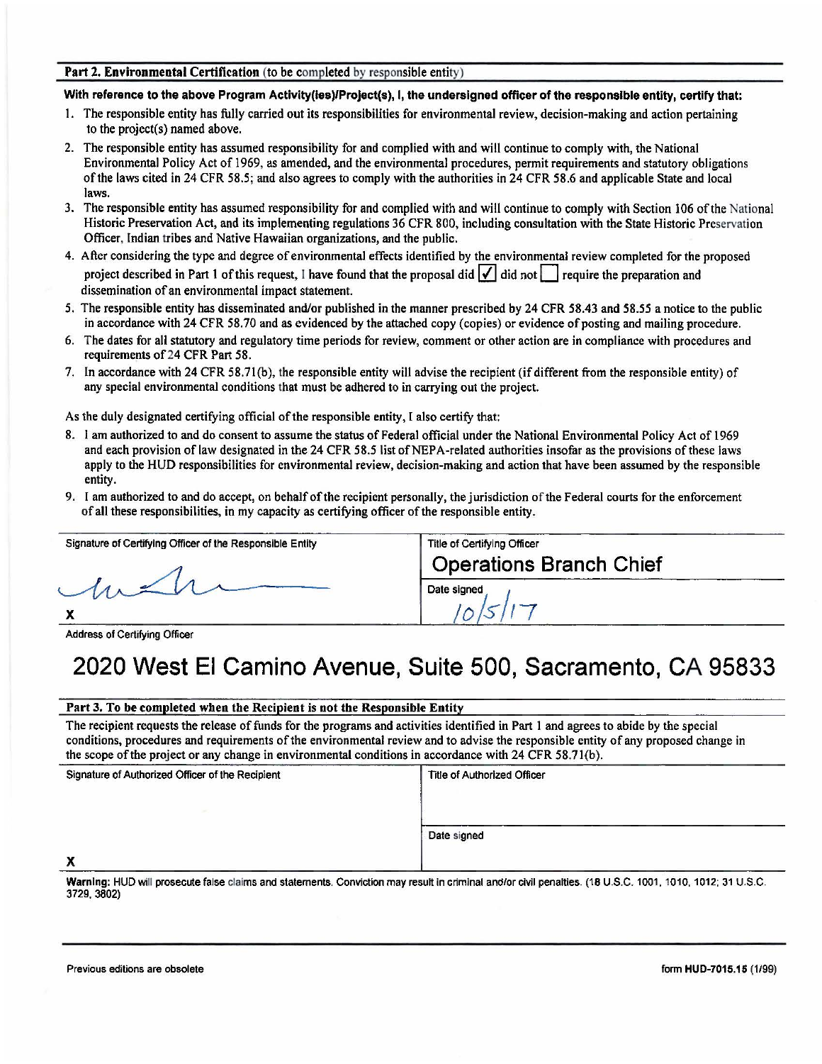**Part 2. Environmental Certification** (to be completed by responsible entity)

**With reference to the above Program Activity(ies)/Project(s), I, the undersigned officer of the responsible entity, certify that:**

1. The responsible entity has fully carried out its responsibilities for environmental review, decision-making and action pertaining to the project(s) named above.
2. The responsible entity has assumed responsibility for and complied with and will continue to comply with, the National Environmental Policy Act of 1969, as amended, and the environmental procedures, permit requirements and statutory obligations of the laws cited in 24 CFR 58.5; and also agrees to comply with the authorities in 24 CFR 58.6 and applicable State and local laws.
3. The responsible entity has assumed responsibility for and complied with and will continue to comply with Section 106 of the National Historic Preservation Act, and its implementing regulations 36 CFR 800, including consultation with the State Historic Preservation Officer, Indian tribes and Native Hawaiian organizations, and the public.
4. After considering the type and degree of environmental effects identified by the environmental review completed for the proposed project described in Part 1 of this request, I have found that the proposal did ☑ did not ☐ require the preparation and dissemination of an environmental impact statement.
5. The responsible entity has disseminated and/or published in the manner prescribed by 24 CFR 58.43 and 58.55 a notice to the public in accordance with 24 CFR 58.70 and as evidenced by the attached copy (copies) or evidence of posting and mailing procedure.
6. The dates for all statutory and regulatory time periods for review, comment or other action are in compliance with procedures and requirements of 24 CFR Part 58.
7. In accordance with 24 CFR 58.71(b), the responsible entity will advise the recipient (if different from the responsible entity) of any special environmental conditions that must be adhered to in carrying out the project.

As the duly designated certifying official of the responsible entity, I also certify that:

8. I am authorized to and do consent to assume the status of Federal official under the National Environmental Policy Act of 1969 and each provision of law designated in the 24 CFR 58.5 list of NEPA-related authorities insofar as the provisions of these laws apply to the HUD responsibilities for environmental review, decision-making and action that have been assumed by the responsible entity.
9. I am authorized to and do accept, on behalf of the recipient personally, the jurisdiction of the Federal courts for the enforcement of all these responsibilities, in my capacity as certifying officer of the responsible entity.

| Signature of Certifying Officer of the Responsible Entity | Title of Certifying Officer |
| --- | --- |
| X [signature] | Operations Branch Chief |
| | Date signed: 10/5/17 |

Address of Certifying Officer

**2020 West El Camino Avenue, Suite 500, Sacramento, CA 95833**

**Part 3. To be completed when the Recipient is not the Responsible Entity**

The recipient requests the release of funds for the programs and activities identified in Part 1 and agrees to abide by the special conditions, procedures and requirements of the environmental review and to advise the responsible entity of any proposed change in the scope of the project or any change in environmental conditions in accordance with 24 CFR 58.71(b).

| Signature of Authorized Officer of the Recipient | Title of Authorized Officer |
| --- | --- |
| X | Date signed |

**Warning:** HUD will prosecute false claims and statements. Conviction may result in criminal and/or civil penalties. (18 U.S.C. 1001, 1010, 1012; 31 U.S.C. 3729, 3802)

Previous editions are obsolete — form **HUD-7015.15** (1/99)